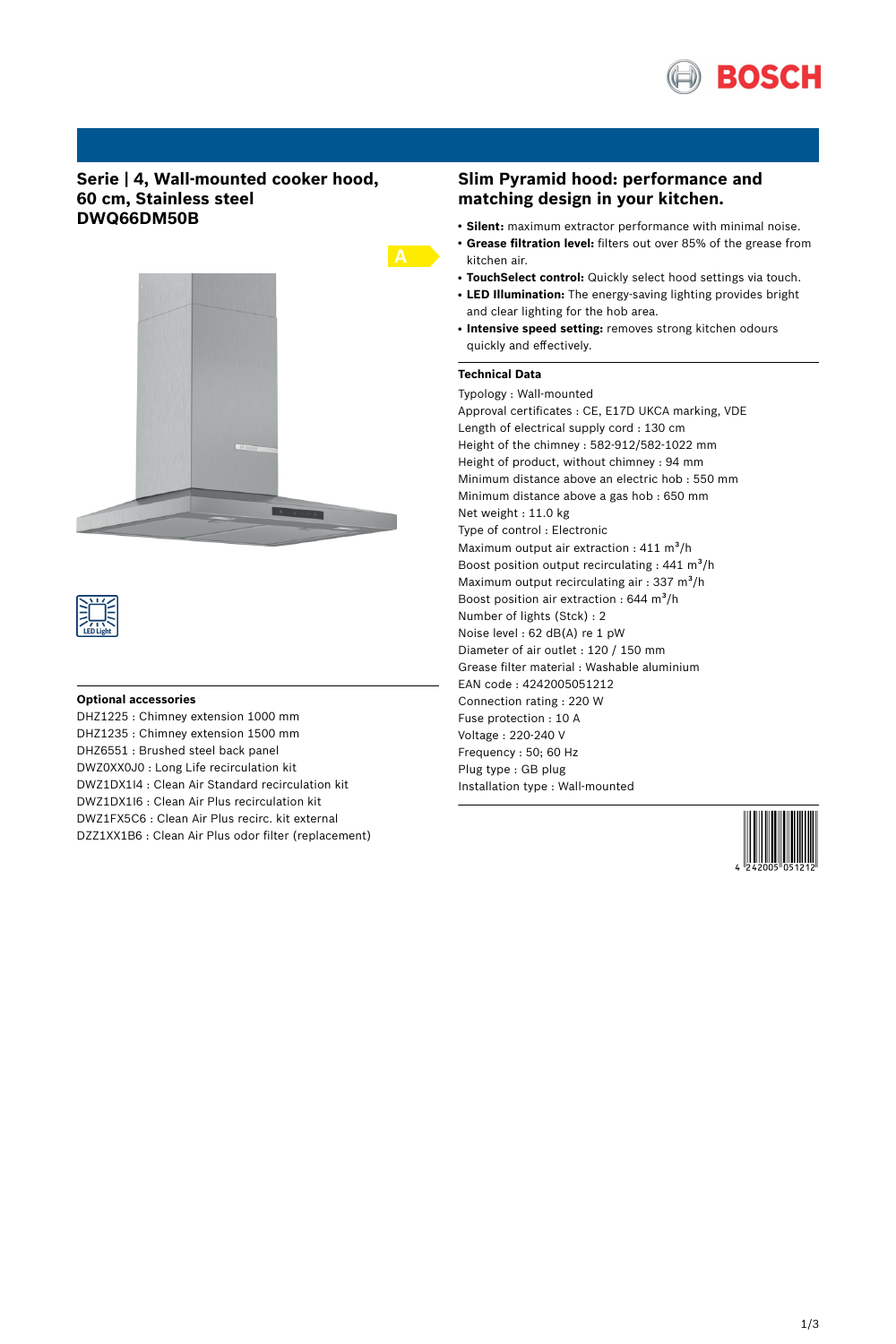## Serie | 4, Wall-mounted cooker hood, 60 cm, Stainless steel DWQ66DM50B

### Optional accessories

DHZ1225 : Chimney extension 1000 mm
DHZ1235 : Chimney extension 1500 mm
DHZ6551 : Brushed steel back panel
DWZ0XX0J0 : Long Life recirculation kit
DWZ1DX1I4 : Clean Air Standard recirculation kit
DWZ1DX1I6 : Clean Air Plus recirculation kit
DWZ1FX5C6 : Clean Air Plus recirc. kit external
DZZ1XX1B6 : Clean Air Plus odor filter (replacement)

## Slim Pyramid hood: performance and matching design in your kitchen.

- **Silent:** maximum extractor performance with minimal noise.
- **Grease filtration level:** filters out over 85% of the grease from kitchen air.
- **TouchSelect control:** Quickly select hood settings via touch.
- **LED Illumination:** The energy-saving lighting provides bright and clear lighting for the hob area.
- **Intensive speed setting:** removes strong kitchen odours quickly and effectively.

### Technical Data

Typology : Wall-mounted
Approval certificates : CE, E17D UKCA marking, VDE
Length of electrical supply cord : 130 cm
Height of the chimney : 582-912/582-1022 mm
Height of product, without chimney : 94 mm
Minimum distance above an electric hob : 550 mm
Minimum distance above a gas hob : 650 mm
Net weight : 11.0 kg
Type of control : Electronic
Maximum output air extraction : 411 $m^3/h$
Boost position output recirculating : 441 $m^3/h$
Maximum output recirculating air : 337 $m^3/h$
Boost position air extraction : 644 $m^3/h$
Number of lights (Stck) : 2
Noise level : 62 dB(A) re 1 pW
Diameter of air outlet : 120 / 150 mm
Grease filter material : Washable aluminium
EAN code : 4242005051212
Connection rating : 220 W
Fuse protection : 10 A
Voltage : 220-240 V
Frequency : 50; 60 Hz
Plug type : GB plug
Installation type : Wall-mounted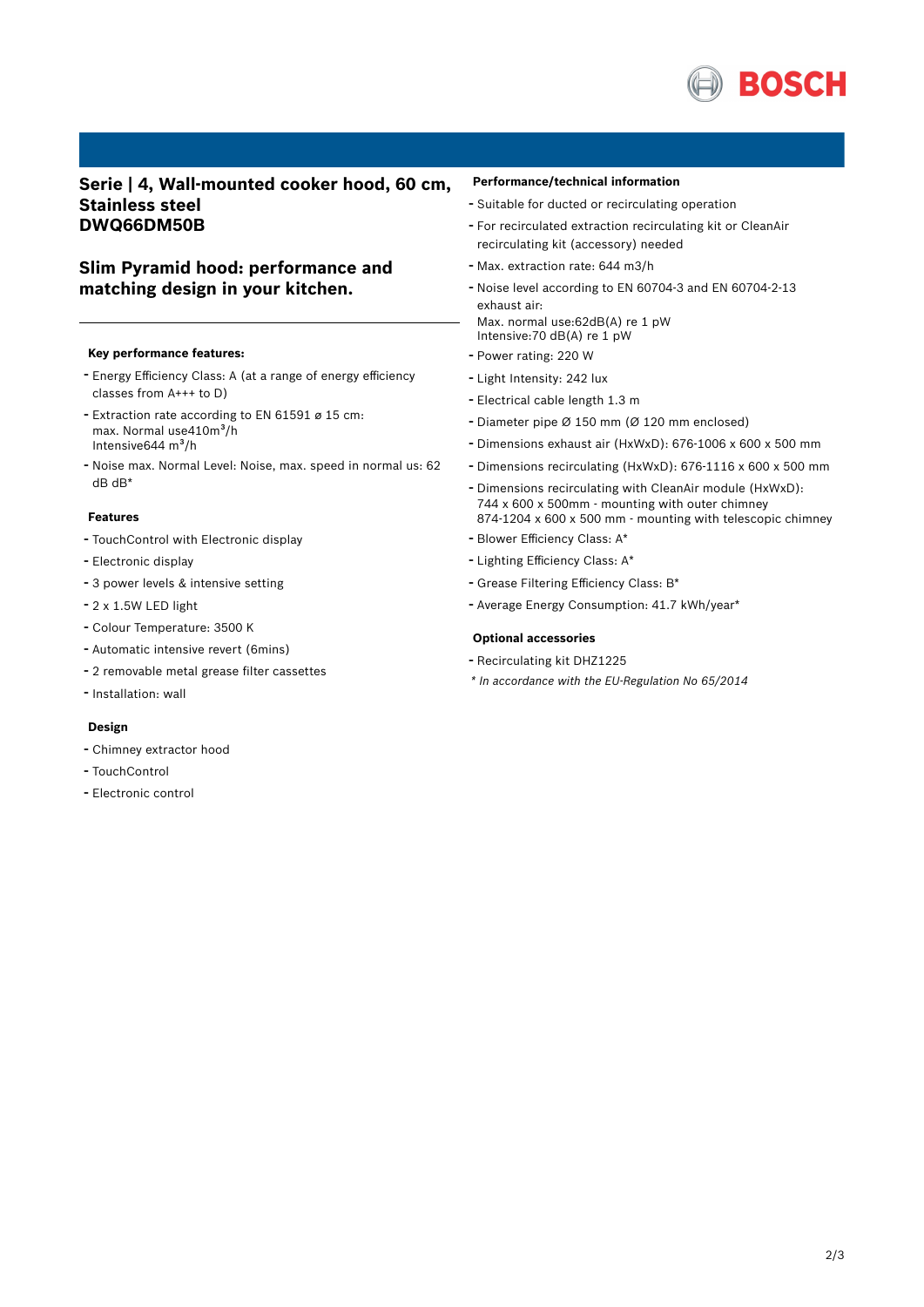# Serie | 4, Wall-mounted cooker hood, 60 cm, Stainless steel DWQ66DM50B

## Slim Pyramid hood: performance and matching design in your kitchen.

### Key performance features:

- Energy Efficiency Class: A (at a range of energy efficiency classes from A+++ to D)
- Extraction rate according to EN 61591 ø 15 cm: max. Normal use410m³/h Intensive644 m³/h
- Noise max. Normal Level: Noise, max. speed in normal us: 62 dB dB*

### Features

- TouchControl with Electronic display
- Electronic display
- 3 power levels & intensive setting
- 2 x 1.5W LED light
- Colour Temperature: 3500 K
- Automatic intensive revert (6mins)
- 2 removable metal grease filter cassettes
- Installation: wall

### Design

- Chimney extractor hood
- TouchControl
- Electronic control

### Performance/technical information

- Suitable for ducted or recirculating operation
- For recirculated extraction recirculating kit or CleanAir recirculating kit (accessory) needed
- Max. extraction rate: 644 m3/h
- Noise level according to EN 60704-3 and EN 60704-2-13 exhaust air:
  Max. normal use:62dB(A) re 1 pW
  Intensive:70 dB(A) re 1 pW
- Power rating: 220 W
- Light Intensity: 242 lux
- Electrical cable length 1.3 m
- Diameter pipe Ø 150 mm (Ø 120 mm enclosed)
- Dimensions exhaust air (HxWxD): 676-1006 x 600 x 500 mm
- Dimensions recirculating (HxWxD): 676-1116 x 600 x 500 mm
- Dimensions recirculating with CleanAir module (HxWxD): 744 x 600 x 500mm - mounting with outer chimney
  874-1204 x 600 x 500 mm - mounting with telescopic chimney
- Blower Efficiency Class: A*
- Lighting Efficiency Class: A*
- Grease Filtering Efficiency Class: B*
- Average Energy Consumption: 41.7 kWh/year*

### Optional accessories

- Recirculating kit DHZ1225

*\* In accordance with the EU-Regulation No 65/2014*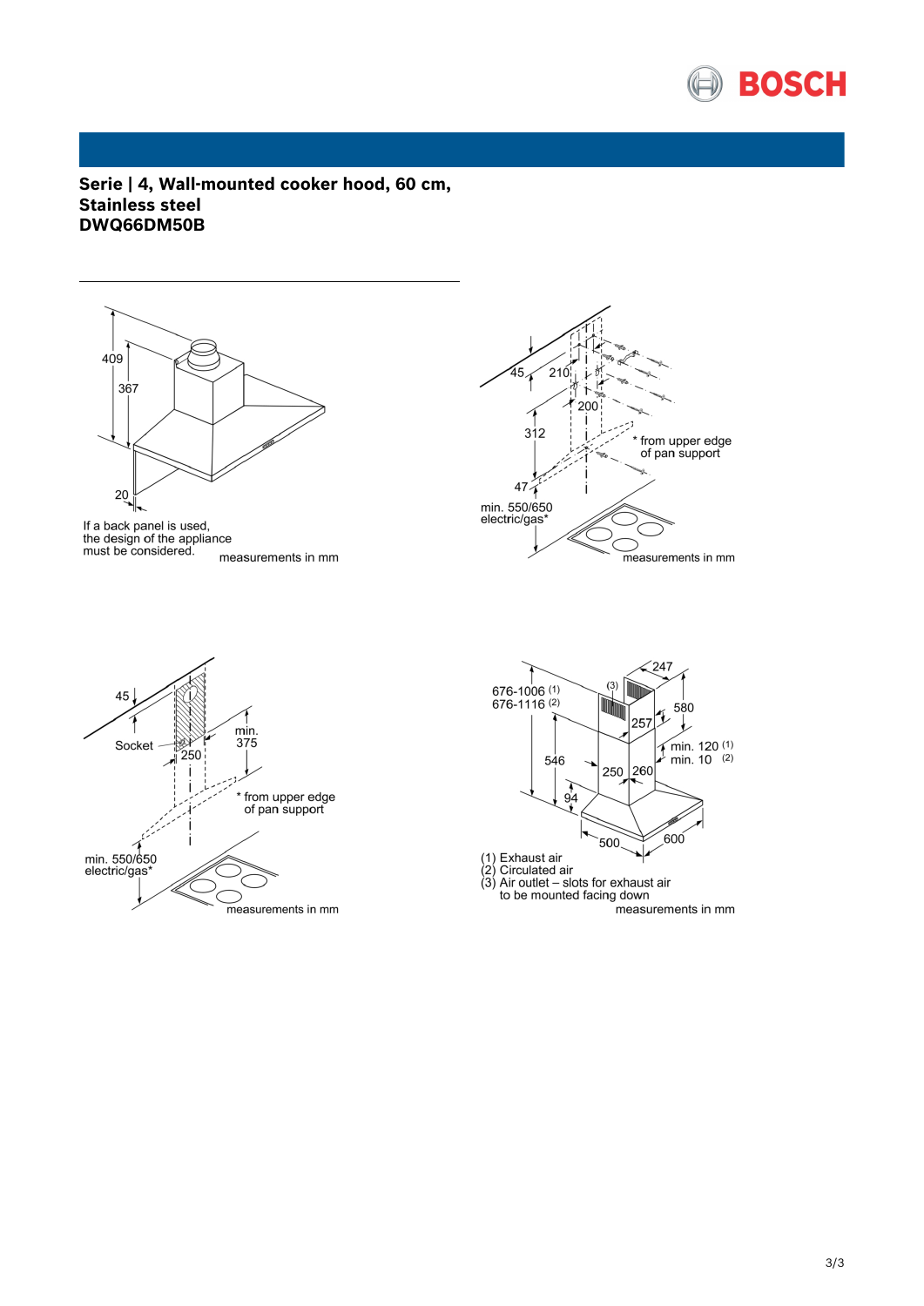**Serie | 4, Wall-mounted cooker hood, 60 cm, Stainless steel**
**DWQ66DM50B**

---

409
367
20

If a back panel is used, the design of the appliance must be considered.

measurements in mm

45
210
200
312
47
* from upper edge of pan support
min. 550/650 electric/gas*

measurements in mm

45
Socket
250
min. 375
* from upper edge of pan support
min. 550/650 electric/gas*

measurements in mm

676-1006 (1)
676-1116 (2)
(3)
247
580
257
min. 120 (1)
min. 10 (2)
546
250
260
94
500
600

(1) Exhaust air
(2) Circulated air
(3) Air outlet – slots for exhaust air to be mounted facing down

measurements in mm